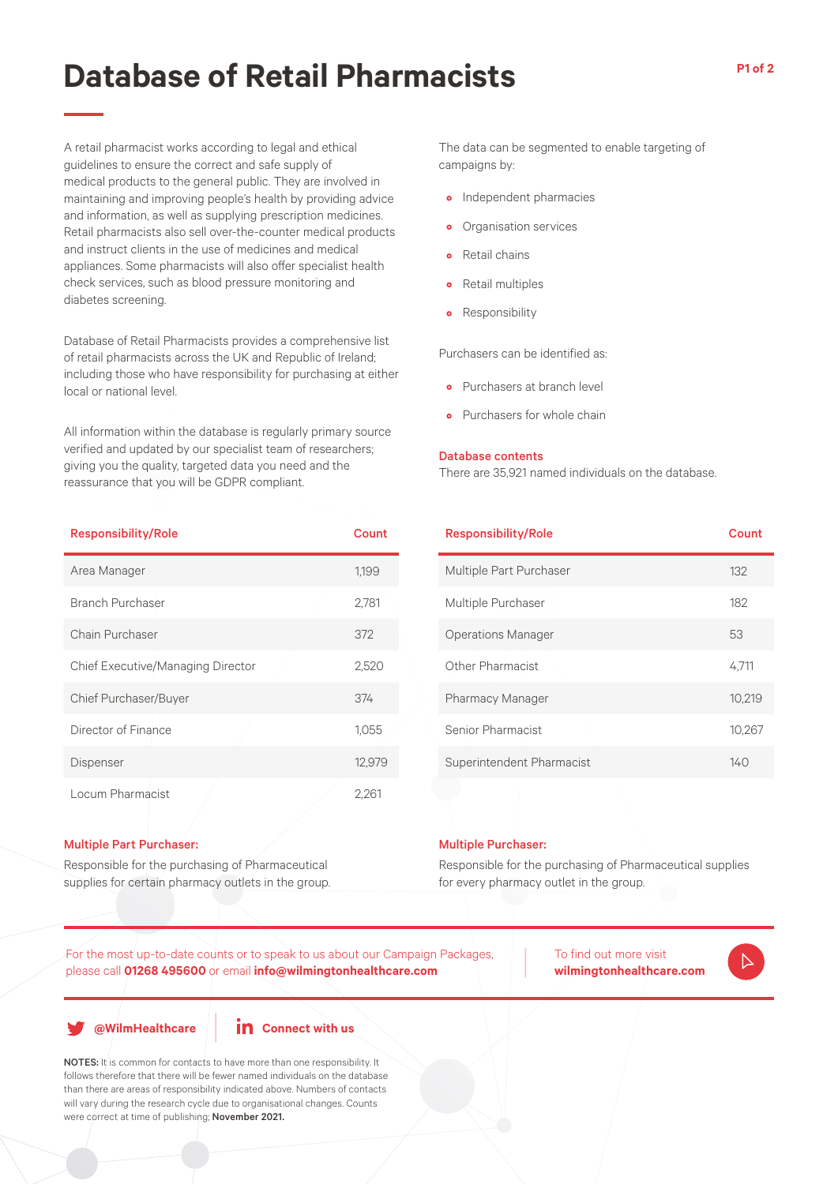# Database of Retail Pharmacists

A retail pharmacist works according to legal and ethical guidelines to ensure the correct and safe supply of medical products to the general public. They are involved in maintaining and improving people's health by providing advice and information, as well as supplying prescription medicines. Retail pharmacists also sell over-the-counter medical products and instruct clients in the use of medicines and medical appliances. Some pharmacists will also offer specialist health check services, such as blood pressure monitoring and diabetes screening.

Database of Retail Pharmacists provides a comprehensive list of retail pharmacists across the UK and Republic of Ireland; including those who have responsibility for purchasing at either local or national level.

All information within the database is regularly primary source verified and updated by our specialist team of researchers; giving you the quality, targeted data you need and the reassurance that you will be GDPR compliant.

The data can be segmented to enable targeting of campaigns by:

- Independent pharmacies
- Organisation services
- Retail chains
- Retail multiples
- Responsibility

Purchasers can be identified as:

- Purchasers at branch level
- Purchasers for whole chain

**Database contents**

There are 35,921 named individuals on the database.

| Responsibility/Role | Count |
|---|---|
| Area Manager | 1,199 |
| Branch Purchaser | 2,781 |
| Chain Purchaser | 372 |
| Chief Executive/Managing Director | 2,520 |
| Chief Purchaser/Buyer | 374 |
| Director of Finance | 1,055 |
| Dispenser | 12,979 |
| Locum Pharmacist | 2,261 |
| Multiple Part Purchaser | 132 |
| Multiple Purchaser | 182 |
| Operations Manager | 53 |
| Other Pharmacist | 4,711 |
| Pharmacy Manager | 10,219 |
| Senior Pharmacist | 10,267 |
| Superintendent Pharmacist | 140 |

**Multiple Part Purchaser:**

Responsible for the purchasing of Pharmaceutical supplies for certain pharmacy outlets in the group.

**Multiple Purchaser:**

Responsible for the purchasing of Pharmaceutical supplies for every pharmacy outlet in the group.

For the most up-to-date counts or to speak to us about our Campaign Packages, please call **01268 495600** or email **info@wilmingtonhealthcare.com**

To find out more visit **wilmingtonhealthcare.com**

**@WilmHealthcare**

**Connect with us**

**NOTES:** It is common for contacts to have more than one responsibility. It follows therefore that there will be fewer named individuals on the database than there are areas of responsibility indicated above. Numbers of contacts will vary during the research cycle due to organisational changes. Counts were correct at time of publishing; **November 2021.**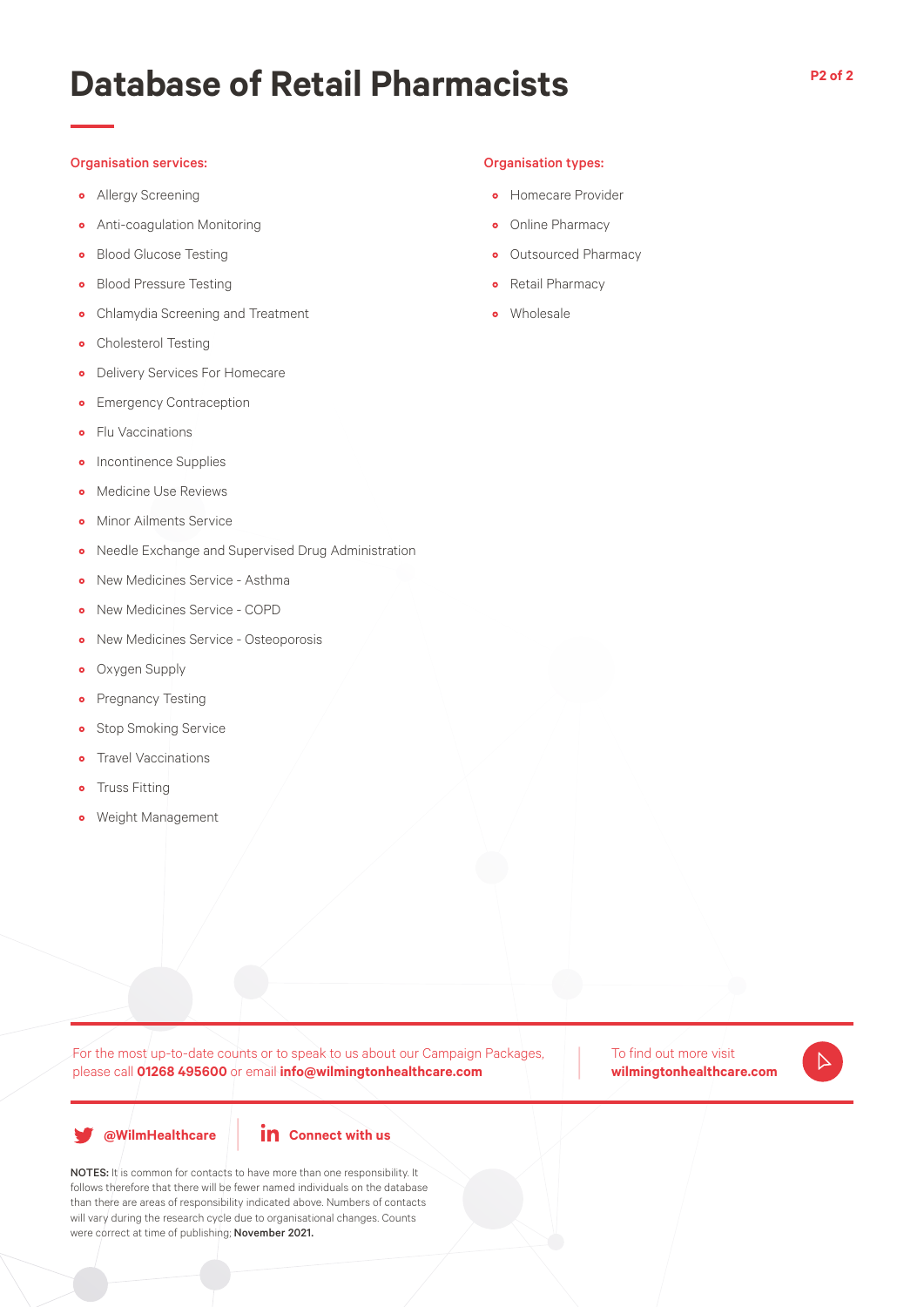# Database of Retail Pharmacists

**Organisation services:**

- Allergy Screening
- Anti-coagulation Monitoring
- Blood Glucose Testing
- Blood Pressure Testing
- Chlamydia Screening and Treatment
- Cholesterol Testing
- Delivery Services For Homecare
- Emergency Contraception
- Flu Vaccinations
- Incontinence Supplies
- Medicine Use Reviews
- Minor Ailments Service
- Needle Exchange and Supervised Drug Administration
- New Medicines Service - Asthma
- New Medicines Service - COPD
- New Medicines Service - Osteoporosis
- Oxygen Supply
- Pregnancy Testing
- Stop Smoking Service
- Travel Vaccinations
- Truss Fitting
- Weight Management

**Organisation types:**

- Homecare Provider
- Online Pharmacy
- Outsourced Pharmacy
- Retail Pharmacy
- Wholesale

For the most up-to-date counts or to speak to us about our Campaign Packages, please call **01268 495600** or email **info@wilmingtonhealthcare.com**

To find out more visit **wilmingtonhealthcare.com**

**@WilmHealthcare**

**Connect with us**

**NOTES:** It is common for contacts to have more than one responsibility. It follows therefore that there will be fewer named individuals on the database than there are areas of responsibility indicated above. Numbers of contacts will vary during the research cycle due to organisational changes. Counts were correct at time of publishing; **November 2021.**